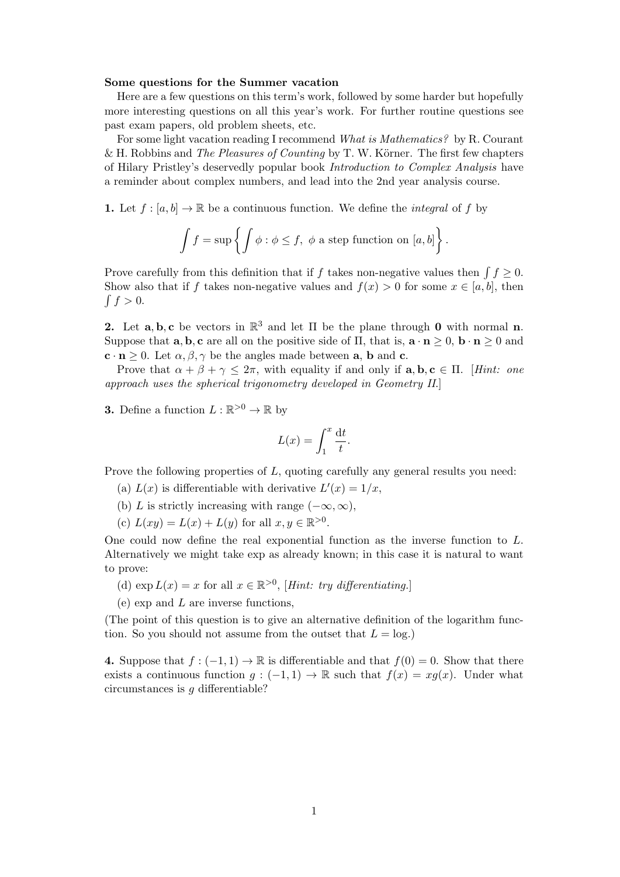**Some questions for the Summer vacation**

Here are a few questions on this term's work, followed by some harder but hopefully more interesting questions on all this year's work. For further routine questions see past exam papers, old problem sheets, etc.

For some light vacation reading I recommend *What is Mathematics?* by R. Courant & H. Robbins and *The Pleasures of Counting* by T. W. Körner. The first few chapters of Hilary Pristley's deservedly popular book *Introduction to Complex Analysis* have a reminder about complex numbers, and lead into the 2nd year analysis course.

**1.** Let $f : [a, b] \to \mathbb{R}$ be a continuous function. We define the *integral* of $f$ by

$$\int f = \sup\left\{ \int \phi : \phi \leq f,\ \phi \text{ a step function on } [a, b] \right\}.$$

Prove carefully from this definition that if $f$ takes non-negative values then $\int f \geq 0$. Show also that if $f$ takes non-negative values and $f(x) > 0$ for some $x \in [a, b]$, then $\int f > 0$.

**2.** Let $\mathbf{a}, \mathbf{b}, \mathbf{c}$ be vectors in $\mathbb{R}^3$ and let $\Pi$ be the plane through $\mathbf{0}$ with normal $\mathbf{n}$. Suppose that $\mathbf{a}, \mathbf{b}, \mathbf{c}$ are all on the positive side of $\Pi$, that is, $\mathbf{a} \cdot \mathbf{n} \geq 0$, $\mathbf{b} \cdot \mathbf{n} \geq 0$ and $\mathbf{c} \cdot \mathbf{n} \geq 0$. Let $\alpha, \beta, \gamma$ be the angles made between $\mathbf{a}$, $\mathbf{b}$ and $\mathbf{c}$.

Prove that $\alpha + \beta + \gamma \leq 2\pi$, with equality if and only if $\mathbf{a}, \mathbf{b}, \mathbf{c} \in \Pi$. [*Hint: one approach uses the spherical trigonometry developed in Geometry II.*]

**3.** Define a function $L : \mathbb{R}^{>0} \to \mathbb{R}$ by

$$L(x) = \int_1^x \frac{\mathrm{d}t}{t}.$$

Prove the following properties of $L$, quoting carefully any general results you need:

(a) $L(x)$ is differentiable with derivative $L'(x) = 1/x$,

(b) $L$ is strictly increasing with range $(-\infty, \infty)$,

(c) $L(xy) = L(x) + L(y)$ for all $x, y \in \mathbb{R}^{>0}$.

One could now define the real exponential function as the inverse function to $L$. Alternatively we might take exp as already known; in this case it is natural to want to prove:

(d) $\exp L(x) = x$ for all $x \in \mathbb{R}^{>0}$, [*Hint: try differentiating.*]

(e) exp and $L$ are inverse functions,

(The point of this question is to give an alternative definition of the logarithm function. So you should not assume from the outset that $L = \log$.)

**4.** Suppose that $f : (-1, 1) \to \mathbb{R}$ is differentiable and that $f(0) = 0$. Show that there exists a continuous function $g : (-1, 1) \to \mathbb{R}$ such that $f(x) = xg(x)$. Under what circumstances is $g$ differentiable?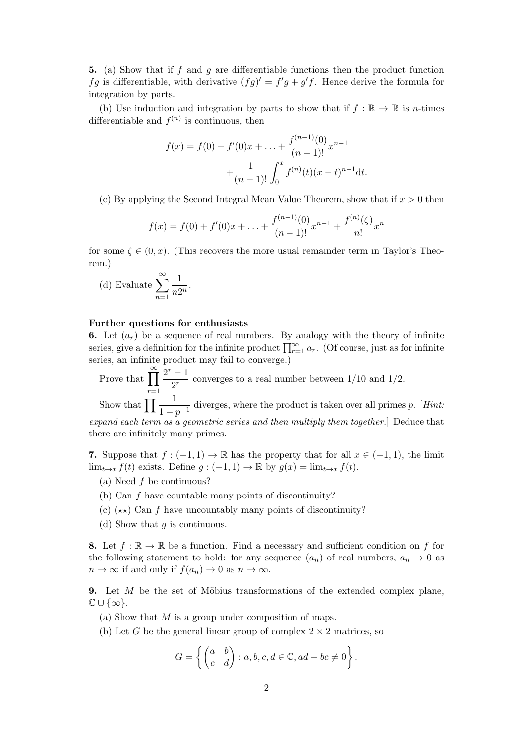**5.** (a) Show that if $f$ and $g$ are differentiable functions then the product function $fg$ is differentiable, with derivative $(fg)' = f'g + g'f$. Hence derive the formula for integration by parts.

(b) Use induction and integration by parts to show that if $f : \mathbb{R} \to \mathbb{R}$ is $n$-times differentiable and $f^{(n)}$ is continuous, then

$$f(x) = f(0) + f'(0)x + \ldots + \frac{f^{(n-1)}(0)}{(n-1)!}x^{n-1} + \frac{1}{(n-1)!}\int_0^x f^{(n)}(t)(x-t)^{n-1}\mathrm{d}t.$$

(c) By applying the Second Integral Mean Value Theorem, show that if $x > 0$ then

$$f(x) = f(0) + f'(0)x + \ldots + \frac{f^{(n-1)}(0)}{(n-1)!}x^{n-1} + \frac{f^{(n)}(\zeta)}{n!}x^n$$

for some $\zeta \in (0, x)$. (This recovers the more usual remainder term in Taylor's Theorem.)

(d) Evaluate $\displaystyle\sum_{n=1}^{\infty} \frac{1}{n2^n}$.

**Further questions for enthusiasts**

**6.** Let $(a_r)$ be a sequence of real numbers. By analogy with the theory of infinite series, give a definition for the infinite product $\prod_{r=1}^{\infty} a_r$. (Of course, just as for infinite series, an infinite product may fail to converge.)

Prove that $\displaystyle\prod_{r=1}^{\infty} \frac{2^r - 1}{2^r}$ converges to a real number between $1/10$ and $1/2$.

Show that $\displaystyle\prod \frac{1}{1-p^{-1}}$ diverges, where the product is taken over all primes $p$. [*Hint: expand each term as a geometric series and then multiply them together.*] Deduce that there are infinitely many primes.

**7.** Suppose that $f : (-1, 1) \to \mathbb{R}$ has the property that for all $x \in (-1, 1)$, the limit $\lim_{t \to x} f(t)$ exists. Define $g : (-1, 1) \to \mathbb{R}$ by $g(x) = \lim_{t \to x} f(t)$.

(a) Need $f$ be continuous?

(b) Can $f$ have countable many points of discontinuity?

(c) ($\star\star$) Can $f$ have uncountably many points of discontinuity?

(d) Show that $g$ is continuous.

**8.** Let $f : \mathbb{R} \to \mathbb{R}$ be a function. Find a necessary and sufficient condition on $f$ for the following statement to hold: for any sequence $(a_n)$ of real numbers, $a_n \to 0$ as $n \to \infty$ if and only if $f(a_n) \to 0$ as $n \to \infty$.

**9.** Let $M$ be the set of Möbius transformations of the extended complex plane, $\mathbb{C} \cup \{\infty\}$.

(a) Show that $M$ is a group under composition of maps.

(b) Let $G$ be the general linear group of complex $2 \times 2$ matrices, so

$$G = \left\{ \begin{pmatrix} a & b \\ c & d \end{pmatrix} : a, b, c, d \in \mathbb{C}, ad - bc \neq 0 \right\}.$$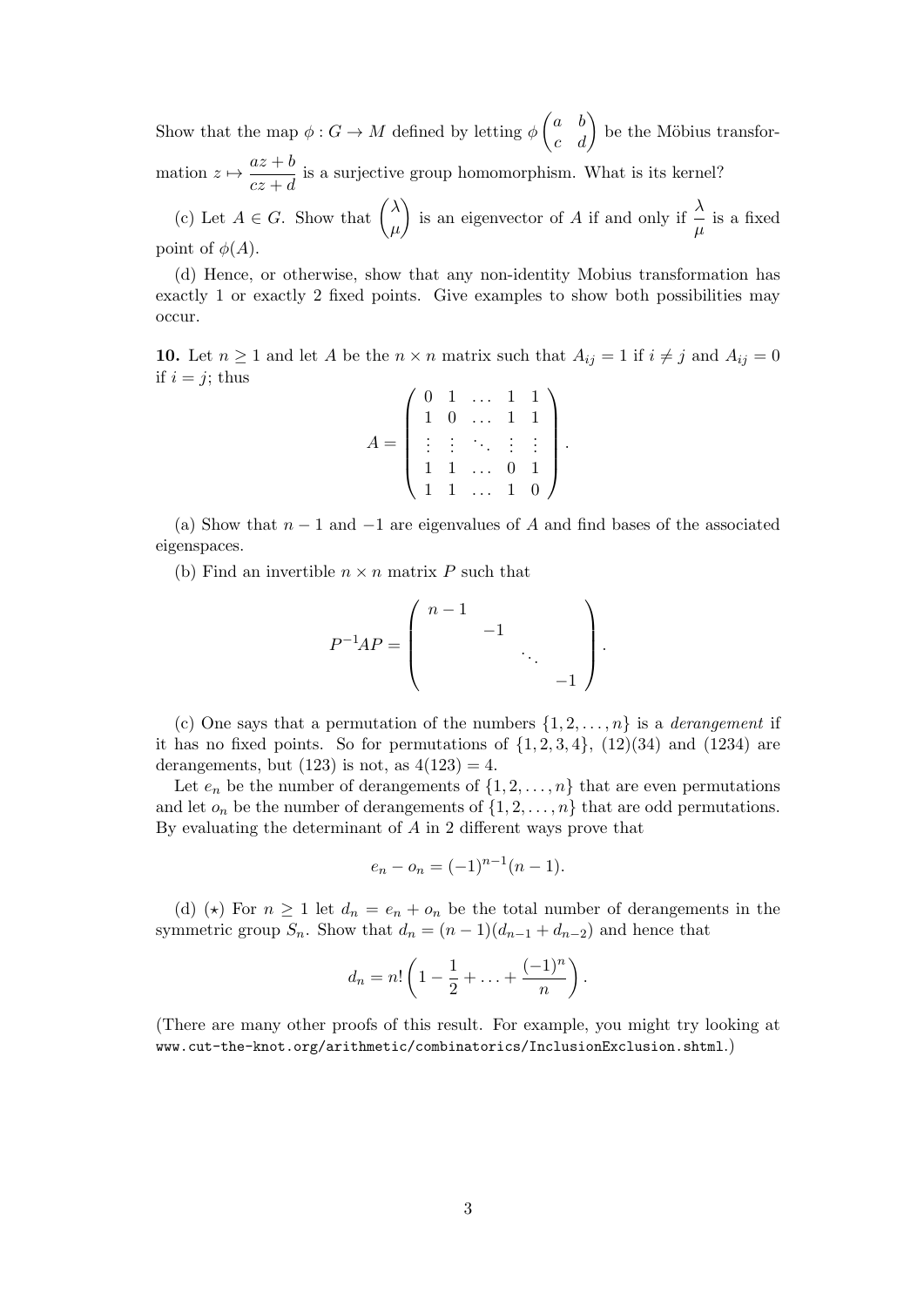Show that the map $\phi : G \to M$ defined by letting $\phi \begin{pmatrix} a & b \\ c & d \end{pmatrix}$ be the Möbius transformation $z \mapsto \dfrac{az+b}{cz+d}$ is a surjective group homomorphism. What is its kernel?

(c) Let $A \in G$. Show that $\begin{pmatrix} \lambda \\ \mu \end{pmatrix}$ is an eigenvector of $A$ if and only if $\dfrac{\lambda}{\mu}$ is a fixed point of $\phi(A)$.

(d) Hence, or otherwise, show that any non-identity Mobius transformation has exactly 1 or exactly 2 fixed points. Give examples to show both possibilities may occur.

**10.** Let $n \geq 1$ and let $A$ be the $n \times n$ matrix such that $A_{ij} = 1$ if $i \neq j$ and $A_{ij} = 0$ if $i = j$; thus

$$A = \begin{pmatrix} 0 & 1 & \dots & 1 & 1 \\ 1 & 0 & \dots & 1 & 1 \\ \vdots & \vdots & \ddots & \vdots & \vdots \\ 1 & 1 & \dots & 0 & 1 \\ 1 & 1 & \dots & 1 & 0 \end{pmatrix}.$$

(a) Show that $n-1$ and $-1$ are eigenvalues of $A$ and find bases of the associated eigenspaces.

(b) Find an invertible $n \times n$ matrix $P$ such that

$$P^{-1}AP = \begin{pmatrix} n-1 & & & \\ & -1 & & \\ & & \ddots & \\ & & & -1 \end{pmatrix}.$$

(c) One says that a permutation of the numbers $\{1, 2, \dots, n\}$ is a *derangement* if it has no fixed points. So for permutations of $\{1, 2, 3, 4\}$, $(12)(34)$ and $(1234)$ are derangements, but $(123)$ is not, as $4(123) = 4$.

Let $e_n$ be the number of derangements of $\{1, 2, \dots, n\}$ that are even permutations and let $o_n$ be the number of derangements of $\{1, 2, \dots, n\}$ that are odd permutations. By evaluating the determinant of $A$ in 2 different ways prove that

$$e_n - o_n = (-1)^{n-1}(n-1).$$

(d) ($\star$) For $n \geq 1$ let $d_n = e_n + o_n$ be the total number of derangements in the symmetric group $S_n$. Show that $d_n = (n-1)(d_{n-1} + d_{n-2})$ and hence that

$$d_n = n! \left( 1 - \frac{1}{2} + \dots + \frac{(-1)^n}{n} \right).$$

(There are many other proofs of this result. For example, you might try looking at `www.cut-the-knot.org/arithmetic/combinatorics/InclusionExclusion.shtml`.)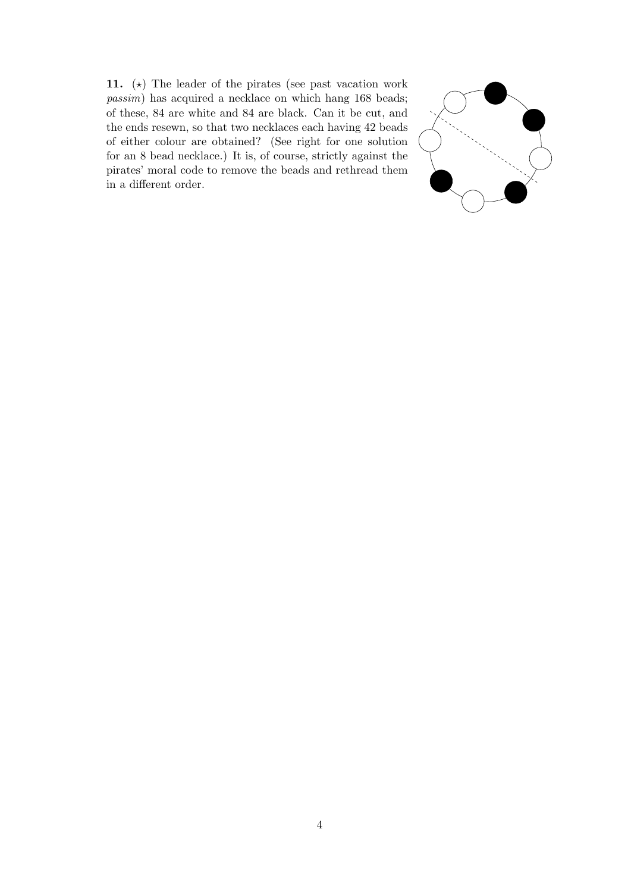**11.** ($\star$) The leader of the pirates (see past vacation work *passim*) has acquired a necklace on which hang 168 beads; of these, 84 are white and 84 are black. Can it be cut, and the ends resewn, so that two necklaces each having 42 beads of either colour are obtained? (See right for one solution for an 8 bead necklace.) It is, of course, strictly against the pirates' moral code to remove the beads and rethread them in a different order.